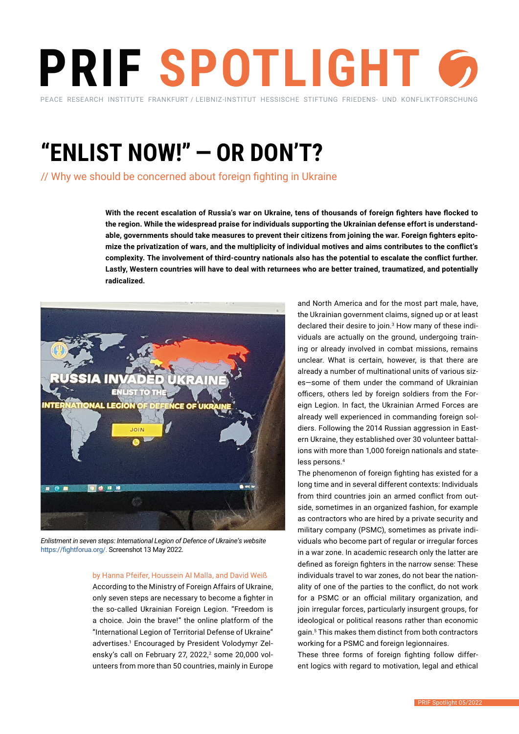# PRIF SPOTLIGHT

PEACE RESEARCH INSTITUTE FRANKFURT / LEIBNIZ-INSTITUT HESSISCHE STIFTUNG FRIEDENS- UND KONFLIKTFORSCHUNG

# "ENLIST NOW!" – OR DON'T?

## // Why we should be concerned about foreign fighting in Ukraine

**With the recent escalation of Russia's war on Ukraine, tens of thousands of foreign fighters have flocked to the region. While the widespread praise for individuals supporting the Ukrainian defense effort is understandable, governments should take measures to prevent their citizens from joining the war. Foreign fighters epitomize the privatization of wars, and the multiplicity of individual motives and aims contributes to the conflict's complexity. The involvement of third-country nationals also has the potential to escalate the conflict further. Lastly, Western countries will have to deal with returnees who are better trained, traumatized, and potentially radicalized.**

*Enlistment in seven steps: International Legion of Defence of Ukraine's website* https://fightforua.org/. Screenshot 13 May 2022.

by Hanna Pfeifer, Houssein Al Malla, and David Weiß

According to the Ministry of Foreign Affairs of Ukraine, only seven steps are necessary to become a fighter in the so-called Ukrainian Foreign Legion. "Freedom is a choice. Join the brave!" the online platform of the "International Legion of Territorial Defense of Ukraine" advertises.[1] Encouraged by President Volodymyr Zelensky's call on February 27, 2022,[2] some 20,000 volunteers from more than 50 countries, mainly in Europe and North America and for the most part male, have, the Ukrainian government claims, signed up or at least declared their desire to join.[3] How many of these individuals are actually on the ground, undergoing training or already involved in combat missions, remains unclear. What is certain, however, is that there are already a number of multinational units of various sizes—some of them under the command of Ukrainian officers, others led by foreign soldiers from the Foreign Legion. In fact, the Ukrainian Armed Forces are already well experienced in commanding foreign soldiers. Following the 2014 Russian aggression in Eastern Ukraine, they established over 30 volunteer battalions with more than 1,000 foreign nationals and stateless persons.[4]

The phenomenon of foreign fighting has existed for a long time and in several different contexts: Individuals from third countries join an armed conflict from outside, sometimes in an organized fashion, for example as contractors who are hired by a private security and military company (PSMC), sometimes as private individuals who become part of regular or irregular forces in a war zone. In academic research only the latter are defined as foreign fighters in the narrow sense: These individuals travel to war zones, do not bear the nationality of one of the parties to the conflict, do not work for a PSMC or an official military organization, and join irregular forces, particularly insurgent groups, for ideological or political reasons rather than economic gain.[5] This makes them distinct from both contractors working for a PSMC and foreign legionnaires.

These three forms of foreign fighting follow different logics with regard to motivation, legal and ethical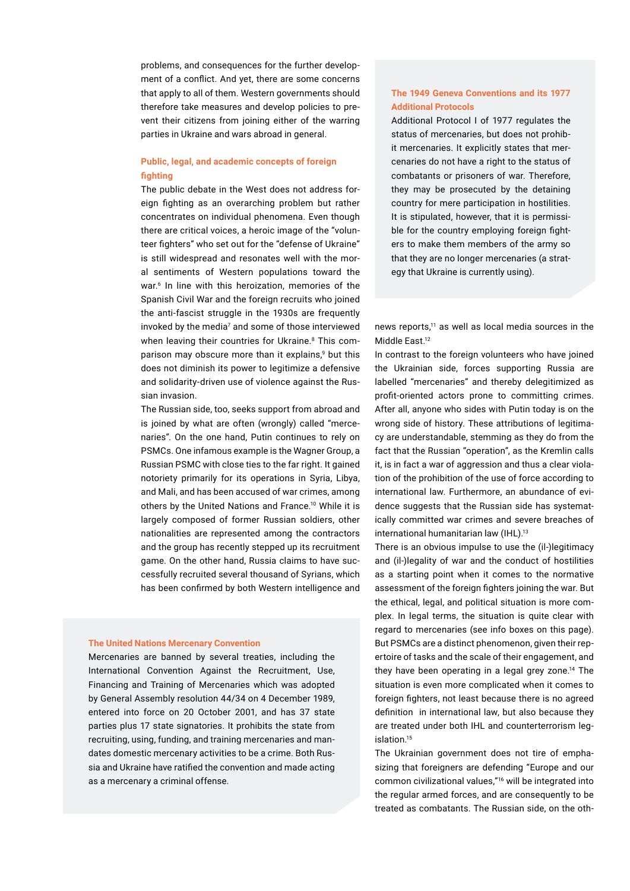problems, and consequences for the further development of a conflict. And yet, there are some concerns that apply to all of them. Western governments should therefore take measures and develop policies to prevent their citizens from joining either of the warring parties in Ukraine and wars abroad in general.

### Public, legal, and academic concepts of foreign fighting

The public debate in the West does not address foreign fighting as an overarching problem but rather concentrates on individual phenomena. Even though there are critical voices, a heroic image of the "volunteer fighters" who set out for the "defense of Ukraine" is still widespread and resonates well with the moral sentiments of Western populations toward the war.[6] In line with this heroization, memories of the Spanish Civil War and the foreign recruits who joined the anti-fascist struggle in the 1930s are frequently invoked by the media[7] and some of those interviewed when leaving their countries for Ukraine.[8] This comparison may obscure more than it explains,[9] but this does not diminish its power to legitimize a defensive and solidarity-driven use of violence against the Russian invasion.

The Russian side, too, seeks support from abroad and is joined by what are often (wrongly) called "mercenaries". On the one hand, Putin continues to rely on PSMCs. One infamous example is the Wagner Group, a Russian PSMC with close ties to the far right. It gained notoriety primarily for its operations in Syria, Libya, and Mali, and has been accused of war crimes, among others by the United Nations and France.[10] While it is largely composed of former Russian soldiers, other nationalities are represented among the contractors and the group has recently stepped up its recruitment game. On the other hand, Russia claims to have successfully recruited several thousand of Syrians, which has been confirmed by both Western intelligence and news reports,[11] as well as local media sources in the Middle East.[12]

In contrast to the foreign volunteers who have joined the Ukrainian side, forces supporting Russia are labelled "mercenaries" and thereby delegitimized as profit-oriented actors prone to committing crimes. After all, anyone who sides with Putin today is on the wrong side of history. These attributions of legitimacy are understandable, stemming as they do from the fact that the Russian "operation", as the Kremlin calls it, is in fact a war of aggression and thus a clear violation of the prohibition of the use of force according to international law. Furthermore, an abundance of evidence suggests that the Russian side has systematically committed war crimes and severe breaches of international humanitarian law (IHL).[13]

There is an obvious impulse to use the (il-)legitimacy and (il-)legality of war and the conduct of hostilities as a starting point when it comes to the normative assessment of the foreign fighters joining the war. But the ethical, legal, and political situation is more complex. In legal terms, the situation is quite clear with regard to mercenaries (see info boxes on this page). But PSMCs are a distinct phenomenon, given their repertoire of tasks and the scale of their engagement, and they have been operating in a legal grey zone.[14] The situation is even more complicated when it comes to foreign fighters, not least because there is no agreed definition in international law, but also because they are treated under both IHL and counterterrorism legislation.[15]

The Ukrainian government does not tire of emphasizing that foreigners are defending "Europe and our common civilizational values,"[16] will be integrated into the regular armed forces, and are consequently to be treated as combatants. The Russian side, on the oth-

---

**The United Nations Mercenary Convention**

Mercenaries are banned by several treaties, including the International Convention Against the Recruitment, Use, Financing and Training of Mercenaries which was adopted by General Assembly resolution 44/34 on 4 December 1989, entered into force on 20 October 2001, and has 37 state parties plus 17 state signatories. It prohibits the state from recruiting, using, funding, and training mercenaries and mandates domestic mercenary activities to be a crime. Both Russia and Ukraine have ratified the convention and made acting as a mercenary a criminal offense.

---

**The 1949 Geneva Conventions and its 1977 Additional Protocols**

Additional Protocol I of 1977 regulates the status of mercenaries, but does not prohibit mercenaries. It explicitly states that mercenaries do not have a right to the status of combatants or prisoners of war. Therefore, they may be prosecuted by the detaining country for mere participation in hostilities. It is stipulated, however, that it is permissible for the country employing foreign fighters to make them members of the army so that they are no longer mercenaries (a strategy that Ukraine is currently using).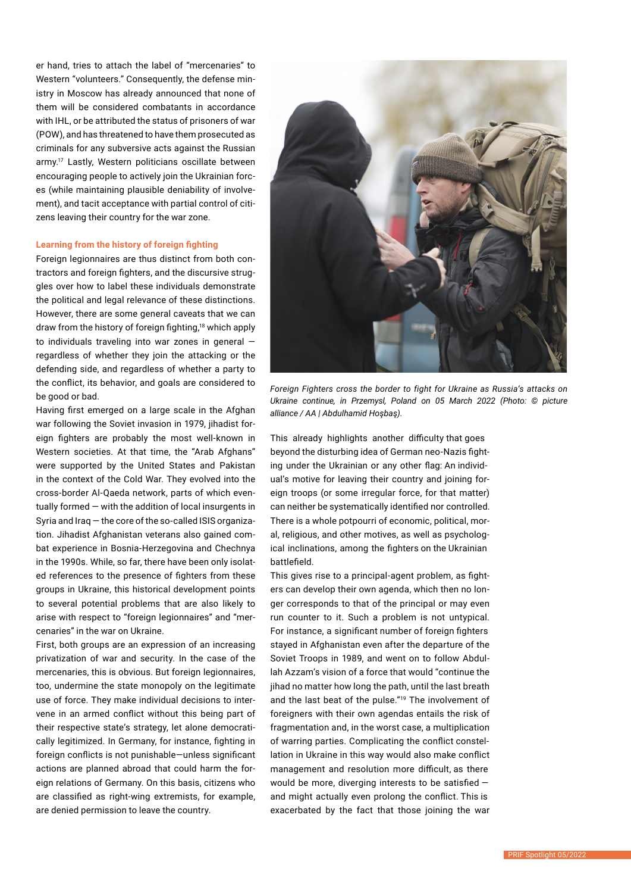er hand, tries to attach the label of "mercenaries" to Western "volunteers." Consequently, the defense ministry in Moscow has already announced that none of them will be considered combatants in accordance with IHL, or be attributed the status of prisoners of war (POW), and has threatened to have them prosecuted as criminals for any subversive acts against the Russian army.[17] Lastly, Western politicians oscillate between encouraging people to actively join the Ukrainian forces (while maintaining plausible deniability of involvement), and tacit acceptance with partial control of citizens leaving their country for the war zone.

### Learning from the history of foreign fighting

Foreign legionnaires are thus distinct from both contractors and foreign fighters, and the discursive struggles over how to label these individuals demonstrate the political and legal relevance of these distinctions. However, there are some general caveats that we can draw from the history of foreign fighting,[18] which apply to individuals traveling into war zones in general — regardless of whether they join the attacking or the defending side, and regardless of whether a party to the conflict, its behavior, and goals are considered to be good or bad.

Having first emerged on a large scale in the Afghan war following the Soviet invasion in 1979, jihadist foreign fighters are probably the most well-known in Western societies. At that time, the "Arab Afghans" were supported by the United States and Pakistan in the context of the Cold War. They evolved into the cross-border Al-Qaeda network, parts of which eventually formed — with the addition of local insurgents in Syria and Iraq — the core of the so-called ISIS organization. Jihadist Afghanistan veterans also gained combat experience in Bosnia-Herzegovina and Chechnya in the 1990s. While, so far, there have been only isolated references to the presence of fighters from these groups in Ukraine, this historical development points to several potential problems that are also likely to arise with respect to "foreign legionnaires" and "mercenaries" in the war on Ukraine.

First, both groups are an expression of an increasing privatization of war and security. In the case of the mercenaries, this is obvious. But foreign legionnaires, too, undermine the state monopoly on the legitimate use of force. They make individual decisions to intervene in an armed conflict without this being part of their respective state's strategy, let alone democratically legitimized. In Germany, for instance, fighting in foreign conflicts is not punishable—unless significant actions are planned abroad that could harm the foreign relations of Germany. On this basis, citizens who are classified as right-wing extremists, for example, are denied permission to leave the country.

*Foreign Fighters cross the border to fight for Ukraine as Russia's attacks on Ukraine continue, in Przemysl, Poland on 05 March 2022 (Photo: © picture alliance / AA | Abdulhamid Hoşbaş).*

This already highlights another difficulty that goes beyond the disturbing idea of German neo-Nazis fighting under the Ukrainian or any other flag: An individual's motive for leaving their country and joining foreign troops (or some irregular force, for that matter) can neither be systematically identified nor controlled. There is a whole potpourri of economic, political, moral, religious, and other motives, as well as psychological inclinations, among the fighters on the Ukrainian battlefield.

This gives rise to a principal-agent problem, as fighters can develop their own agenda, which then no longer corresponds to that of the principal or may even run counter to it. Such a problem is not untypical. For instance, a significant number of foreign fighters stayed in Afghanistan even after the departure of the Soviet Troops in 1989, and went on to follow Abdullah Azzam's vision of a force that would "continue the jihad no matter how long the path, until the last breath and the last beat of the pulse."[19] The involvement of foreigners with their own agendas entails the risk of fragmentation and, in the worst case, a multiplication of warring parties. Complicating the conflict constellation in Ukraine in this way would also make conflict management and resolution more difficult, as there would be more, diverging interests to be satisfied — and might actually even prolong the conflict. This is exacerbated by the fact that those joining the war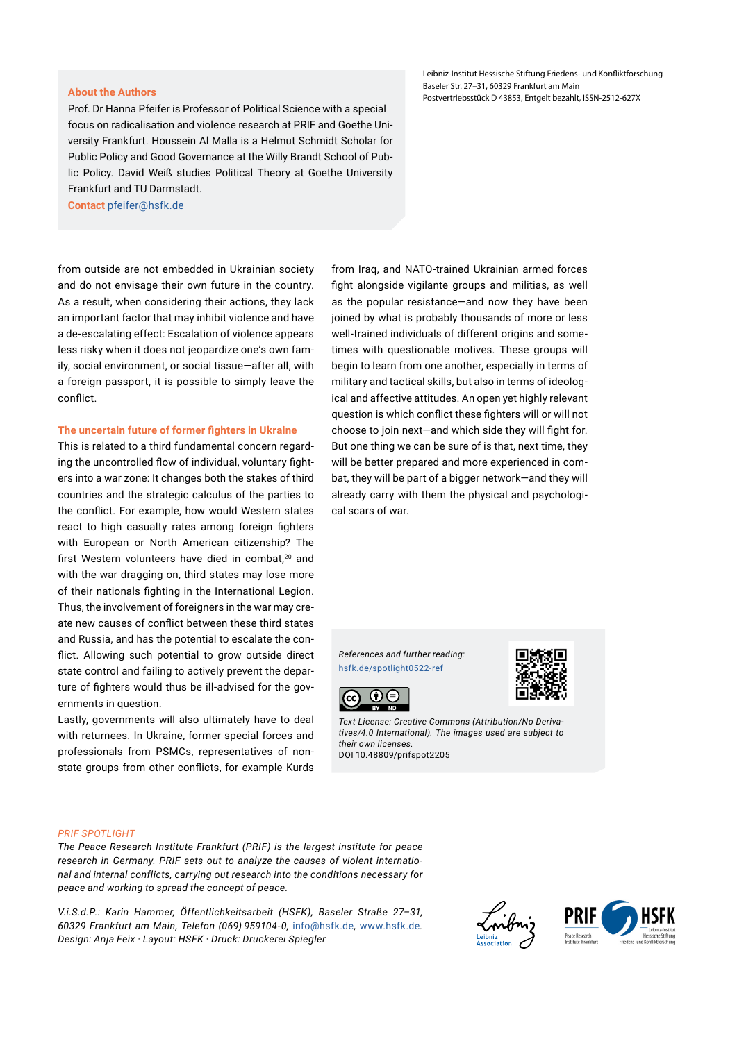### About the Authors

Prof. Dr Hanna Pfeifer is Professor of Political Science with a special focus on radicalisation and violence research at PRIF and Goethe University Frankfurt. Houssein Al Malla is a Helmut Schmidt Scholar for Public Policy and Good Governance at the Willy Brandt School of Public Policy. David Weiß studies Political Theory at Goethe University Frankfurt and TU Darmstadt.

**Contact** pfeifer@hsfk.de

Leibniz-Institut Hessische Stiftung Friedens- und Konfliktforschung
Baseler Str. 27–31, 60329 Frankfurt am Main
Postvertriebsstück D 43853, Entgelt bezahlt, ISSN-2512-627X

from outside are not embedded in Ukrainian society and do not envisage their own future in the country. As a result, when considering their actions, they lack an important factor that may inhibit violence and have a de-escalating effect: Escalation of violence appears less risky when it does not jeopardize one's own family, social environment, or social tissue—after all, with a foreign passport, it is possible to simply leave the conflict.

## The uncertain future of former fighters in Ukraine

This is related to a third fundamental concern regarding the uncontrolled flow of individual, voluntary fighters into a war zone: It changes both the stakes of third countries and the strategic calculus of the parties to the conflict. For example, how would Western states react to high casualty rates among foreign fighters with European or North American citizenship? The first Western volunteers have died in combat,[20] and with the war dragging on, third states may lose more of their nationals fighting in the International Legion. Thus, the involvement of foreigners in the war may create new causes of conflict between these third states and Russia, and has the potential to escalate the conflict. Allowing such potential to grow outside direct state control and failing to actively prevent the departure of fighters would thus be ill-advised for the governments in question.

Lastly, governments will also ultimately have to deal with returnees. In Ukraine, former special forces and professionals from PSMCs, representatives of non-state groups from other conflicts, for example Kurds from Iraq, and NATO-trained Ukrainian armed forces fight alongside vigilante groups and militias, as well as the popular resistance—and now they have been joined by what is probably thousands of more or less well-trained individuals of different origins and sometimes with questionable motives. These groups will begin to learn from one another, especially in terms of military and tactical skills, but also in terms of ideological and affective attitudes. An open yet highly relevant question is which conflict these fighters will or will not choose to join next—and which side they will fight for. But one thing we can be sure of is that, next time, they will be better prepared and more experienced in combat, they will be part of a bigger network—and they will already carry with them the physical and psychological scars of war.

*References and further reading:*
hsfk.de/spotlight0522-ref

*Text License: Creative Commons (Attribution/No Derivatives/4.0 International). The images used are subject to their own licenses.*
DOI 10.48809/prifspot2205

*PRIF SPOTLIGHT*
*The Peace Research Institute Frankfurt (PRIF) is the largest institute for peace research in Germany. PRIF sets out to analyze the causes of violent international and internal conflicts, carrying out research into the conditions necessary for peace and working to spread the concept of peace.*

*V.i.S.d.P.: Karin Hammer, Öffentlichkeitsarbeit (HSFK), Baseler Straße 27–31, 60329 Frankfurt am Main, Telefon (069) 959104-0, info@hsfk.de, www.hsfk.de. Design: Anja Feix · Layout: HSFK · Druck: Druckerei Spiegler*